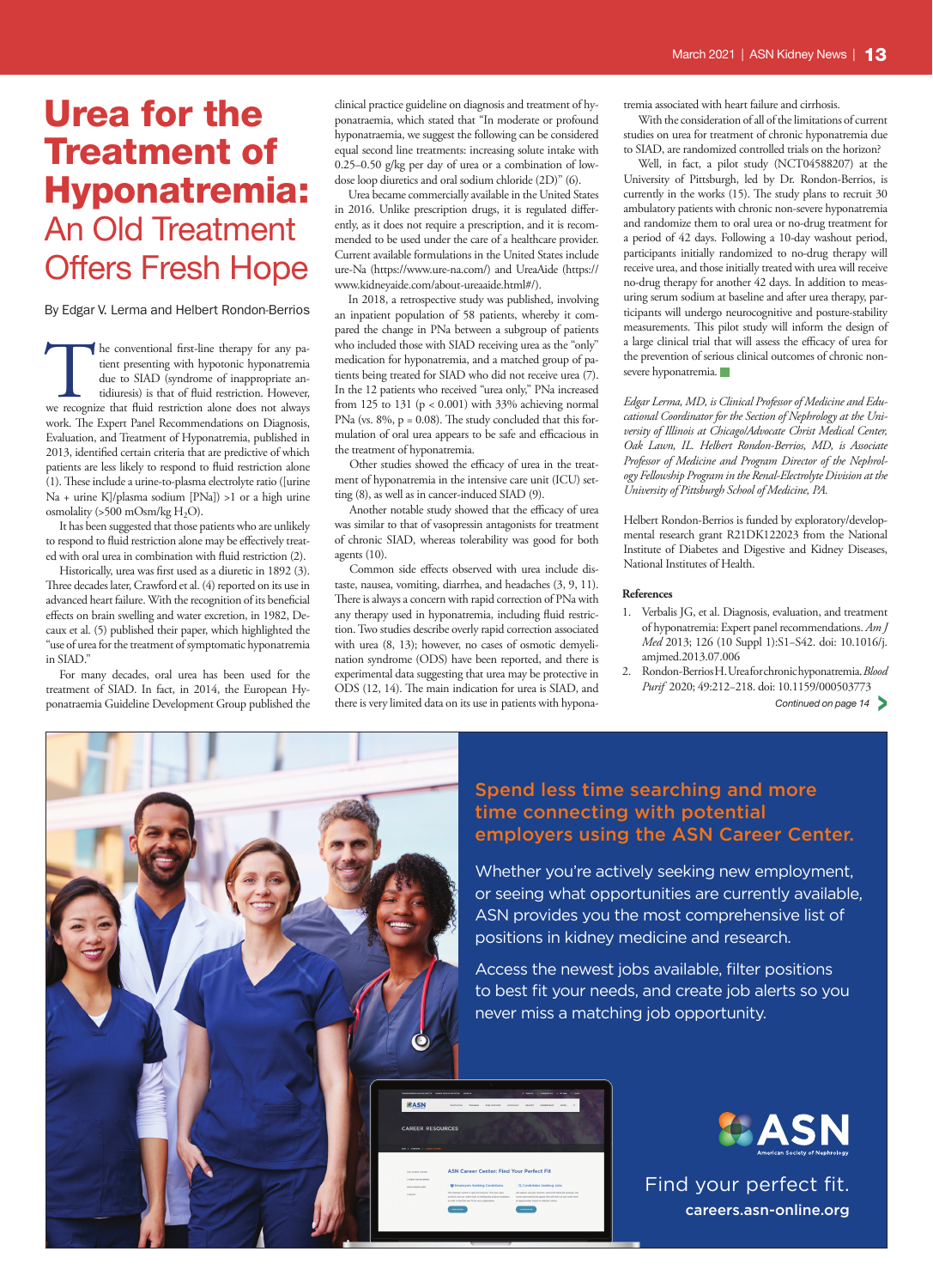# Urea for the Treatment of Hyponatremia: An Old Treatment Offers Fresh Hope

By Edgar V. Lerma and Helbert Rondon-Berrios

The conventional first-line therapy for any patient presenting with hypotonic hyponatremia due to SIAD (syndrome of inappropriate antidiuresis) is that of fluid restriction. However, we recognize that fluid restriction alone does not always work. The Expert Panel Recommendations on Diagnosis, Evaluation, and Treatment of Hyponatremia, published in 2013, identified certain criteria that are predictive of which patients are less likely to respond to fluid restriction alone (1). These include a urine-to-plasma electrolyte ratio ([urine Na + urine K]/plasma sodium [PNa]) >1 or a high urine osmolality (>500 mOsm/kg $H_2O$).

It has been suggested that those patients who are unlikely to respond to fluid restriction alone may be effectively treated with oral urea in combination with fluid restriction (2).

Historically, urea was first used as a diuretic in 1892 (3). Three decades later, Crawford et al. (4) reported on its use in advanced heart failure. With the recognition of its beneficial effects on brain swelling and water excretion, in 1982, Decaux et al. (5) published their paper, which highlighted the "use of urea for the treatment of symptomatic hyponatremia in SIAD."

For many decades, oral urea has been used for the treatment of SIAD. In fact, in 2014, the European Hyponatraemia Guideline Development Group published the clinical practice guideline on diagnosis and treatment of hyponatraemia, which stated that "In moderate or profound hyponatraemia, we suggest the following can be considered equal second line treatments: increasing solute intake with 0.25–0.50 g/kg per day of urea or a combination of low-dose loop diuretics and oral sodium chloride (2D)" (6).

Urea became commercially available in the United States in 2016. Unlike prescription drugs, it is regulated differently, as it does not require a prescription, and it is recommended to be used under the care of a healthcare provider. Current available formulations in the United States include ure-Na (https://www.ure-na.com/) and UreaAide (https://www.kidneyaide.com/about-ureaaide.html#/).

In 2018, a retrospective study was published, involving an inpatient population of 58 patients, whereby it compared the change in PNa between a subgroup of patients who included those with SIAD receiving urea as the "only" medication for hyponatremia, and a matched group of patients being treated for SIAD who did not receive urea (7). In the 12 patients who received "urea only," PNa increased from 125 to 131 ($p < 0.001$) with 33% achieving normal PNa (vs. 8%, $p = 0.08$). The study concluded that this formulation of oral urea appears to be safe and efficacious in the treatment of hyponatremia.

Other studies showed the efficacy of urea in the treatment of hyponatremia in the intensive care unit (ICU) setting (8), as well as in cancer-induced SIAD (9).

Another notable study showed that the efficacy of urea was similar to that of vasopressin antagonists for treatment of chronic SIAD, whereas tolerability was good for both agents (10).

Common side effects observed with urea include distaste, nausea, vomiting, diarrhea, and headaches (3, 9, 11). There is always a concern with rapid correction of PNa with any therapy used in hyponatremia, including fluid restriction. Two studies describe overly rapid correction associated with urea (8, 13); however, no cases of osmotic demyelination syndrome (ODS) have been reported, and there is experimental data suggesting that urea may be protective in ODS (12, 14). The main indication for urea is SIAD, and there is very limited data on its use in patients with hypervolemia associated with heart failure and cirrhosis.

With the consideration of all of the limitations of current studies on urea for treatment of chronic hyponatremia due to SIAD, are randomized controlled trials on the horizon?

Well, in fact, a pilot study (NCT04588207) at the University of Pittsburgh, led by Dr. Rondon-Berrios, is currently in the works (15). The study plans to recruit 30 ambulatory patients with chronic non-severe hyponatremia and randomize them to oral urea or no-drug treatment for a period of 42 days. Following a 10-day washout period, participants initially randomized to no-drug therapy will receive urea, and those initially treated with urea will receive no-drug therapy for another 42 days. In addition to measuring serum sodium at baseline and after urea therapy, participants will undergo neurocognitive and posture-stability measurements. This pilot study will inform the design of a large clinical trial that will assess the efficacy of urea for the prevention of serious clinical outcomes of chronic non-severe hyponatremia. ■

*Edgar Lerma, MD, is Clinical Professor of Medicine and Educational Coordinator for the Section of Nephrology at the University of Illinois at Chicago/Advocate Christ Medical Center, Oak Lawn, IL. Helbert Rondon-Berrios, MD, is Associate Professor of Medicine and Program Director of the Nephrology Fellowship Program in the Renal-Electrolyte Division at the University of Pittsburgh School of Medicine, PA.*

Helbert Rondon-Berrios is funded by exploratory/developmental research grant R21DK122023 from the National Institute of Diabetes and Digestive and Kidney Diseases, National Institutes of Health.

### References

1. Verbalis JG, et al. Diagnosis, evaluation, and treatment of hyponatremia: Expert panel recommendations. *Am J Med* 2013; 126 (10 Suppl 1):S1–S42. doi: 10.1016/j.amjmed.2013.07.006
2. Rondon-Berrios H. Urea for chronic hyponatremia. *Blood Purif* 2020; 49:212–218. doi: 10.1159/000503773

*Continued on page 14*

**Spend less time searching and more time connecting with potential employers using the ASN Career Center.**

Whether you're actively seeking new employment, or seeing what opportunities are currently available, ASN provides you the most comprehensive list of positions in kidney medicine and research.

Access the newest jobs available, filter positions to best fit your needs, and create job alerts so you never miss a matching job opportunity.

ASN American Society of Nephrology

Find your perfect fit.

careers.asn-online.org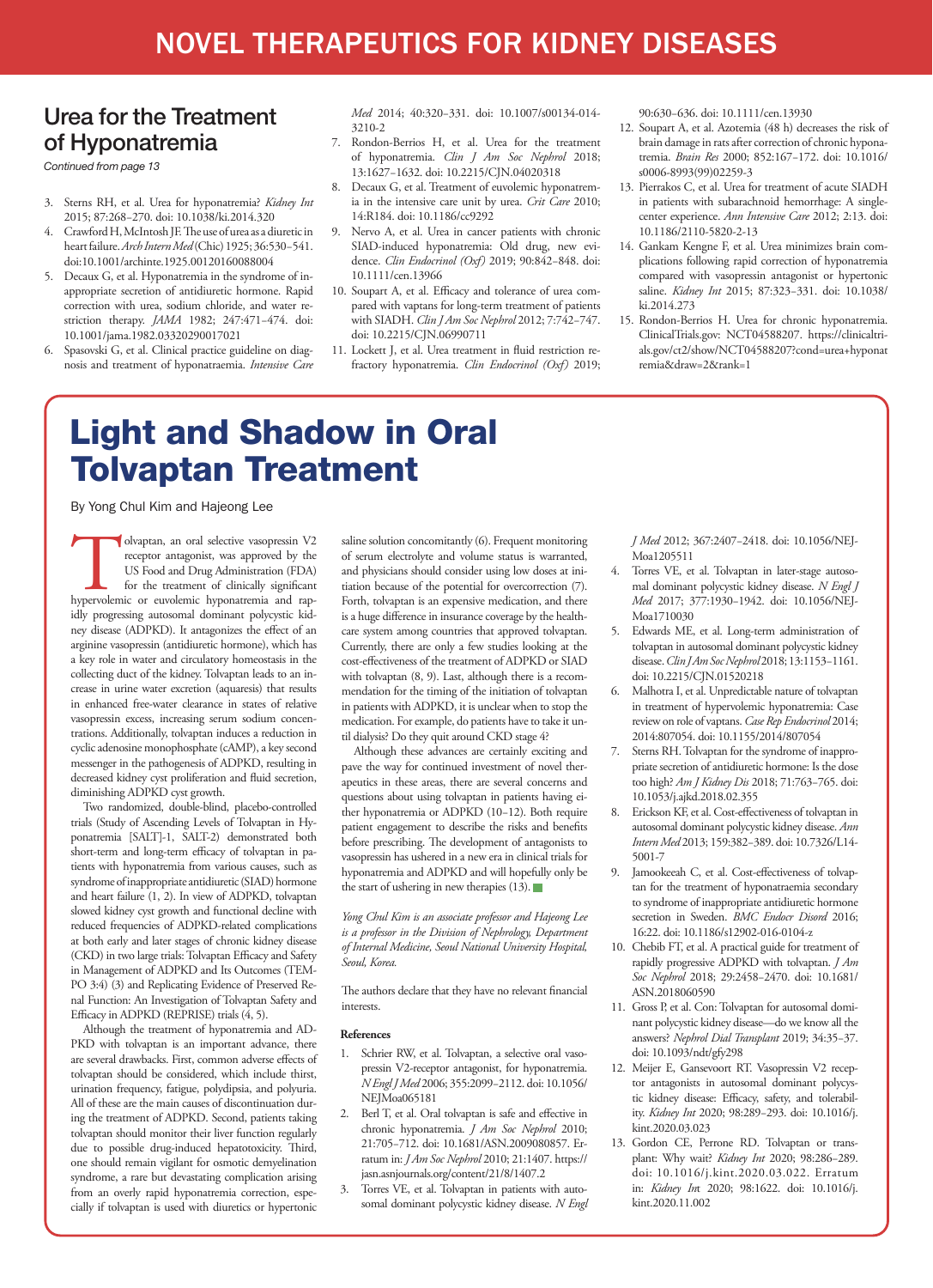## Urea for the Treatment of Hyponatremia

*Continued from page 13*

3. Sterns RH, et al. Urea for hyponatremia? *Kidney Int* 2015; 87:268–270. doi: 10.1038/ki.2014.320
4. Crawford H, McIntosh JF. The use of urea as a diuretic in heart failure. *Arch Intern Med* (Chic) 1925; 36:530–541. doi:10.1001/archinte.1925.00120160088004
5. Decaux G, et al. Hyponatremia in the syndrome of inappropriate secretion of antidiuretic hormone. Rapid correction with urea, sodium chloride, and water restriction therapy. *JAMA* 1982; 247:471–474. doi: 10.1001/jama.1982.03320290017021
6. Spasovski G, et al. Clinical practice guideline on diagnosis and treatment of hyponatraemia. *Intensive Care Med* 2014; 40:320–331. doi: 10.1007/s00134-014-3210-2
7. Rondon-Berrios H, et al. Urea for the treatment of hyponatremia. *Clin J Am Soc Nephrol* 2018; 13:1627–1632. doi: 10.2215/CJN.04020318
8. Decaux G, et al. Treatment of euvolemic hyponatremia in the intensive care unit by urea. *Crit Care* 2010; 14:R184. doi: 10.1186/cc9292
9. Nervo A, et al. Urea in cancer patients with chronic SIAD-induced hyponatremia: Old drug, new evidence. *Clin Endocrinol (Oxf)* 2019; 90:842–848. doi: 10.1111/cen.13966
10. Soupart A, et al. Efficacy and tolerance of urea compared with vaptans for long-term treatment of patients with SIADH. *Clin J Am Soc Nephrol* 2012; 7:742–747. doi: 10.2215/CJN.06990711
11. Lockett J, et al. Urea treatment in fluid restriction refractory hyponatremia. *Clin Endocrinol (Oxf)* 2019; 90:630–636. doi: 10.1111/cen.13930
12. Soupart A, et al. Azotemia (48 h) decreases the risk of brain damage in rats after correction of chronic hyponatremia. *Brain Res* 2000; 852:167–172. doi: 10.1016/s0006-8993(99)02259-3
13. Pierrakos C, et al. Urea for treatment of acute SIADH in patients with subarachnoid hemorrhage: A single-center experience. *Ann Intensive Care* 2012; 2:13. doi: 10.1186/2110-5820-2-13
14. Gankam Kengne F, et al. Urea minimizes brain complications following rapid correction of hyponatremia compared with vasopressin antagonist or hypertonic saline. *Kidney Int* 2015; 87:323–331. doi: 10.1038/ki.2014.273
15. Rondon-Berrios H. Urea for chronic hyponatremia. ClinicalTrials.gov: NCT04588207. https://clinicaltrials.gov/ct2/show/NCT04588207?cond=urea+hyponatremia&draw=2&rank=1

# Light and Shadow in Oral Tolvaptan Treatment

By Yong Chul Kim and Hajeong Lee

Tolvaptan, an oral selective vasopressin V2 receptor antagonist, was approved by the US Food and Drug Administration (FDA) for the treatment of clinically significant hypervolemic or euvolemic hyponatremia and rapidly progressing autosomal dominant polycystic kidney disease (ADPKD). It antagonizes the effect of an arginine vasopressin (antidiuretic hormone), which has a key role in water and circulatory homeostasis in the collecting duct of the kidney. Tolvaptan leads to an increase in urine water excretion (aquaresis) that results in enhanced free-water clearance in states of relative vasopressin excess, increasing serum sodium concentrations. Additionally, tolvaptan induces a reduction in cyclic adenosine monophosphate (cAMP), a key second messenger in the pathogenesis of ADPKD, resulting in decreased kidney cyst proliferation and fluid secretion, diminishing ADPKD cyst growth.

Two randomized, double-blind, placebo-controlled trials (Study of Ascending Levels of Tolvaptan in Hyponatremia [SALT]-1, SALT-2) demonstrated both short-term and long-term efficacy of tolvaptan in patients with hyponatremia from various causes, such as syndrome of inappropriate antidiuretic (SIAD) hormone and heart failure (1, 2). In view of ADPKD, tolvaptan slowed kidney cyst growth and functional decline with reduced frequencies of ADPKD-related complications at both early and later stages of chronic kidney disease (CKD) in two large trials: Tolvaptan Efficacy and Safety in Management of ADPKD and Its Outcomes (TEMPO 3:4) (3) and Replicating Evidence of Preserved Renal Function: An Investigation of Tolvaptan Safety and Efficacy in ADPKD (REPRISE) trials (4, 5).

Although the treatment of hyponatremia and ADPKD with tolvaptan is an important advance, there are several drawbacks. First, common adverse effects of tolvaptan should be considered, which include thirst, urination frequency, fatigue, polydipsia, and polyuria. All of these are the main causes of discontinuation during the treatment of ADPKD. Second, patients taking tolvaptan should monitor their liver function regularly due to possible drug-induced hepatotoxicity. Third, one should remain vigilant for osmotic demyelination syndrome, a rare but devastating complication arising from an overly rapid hyponatremia correction, especially if tolvaptan is used with diuretics or hypertonic saline solution concomitantly (6). Frequent monitoring of serum electrolyte and volume status is warranted, and physicians should consider using low doses at initiation because of the potential for overcorrection (7). Forth, tolvaptan is an expensive medication, and there is a huge difference in insurance coverage by the healthcare system among countries that approved tolvaptan. Currently, there are only a few studies looking at the cost-effectiveness of the treatment of ADPKD or SIAD with tolvaptan (8, 9). Last, although there is a recommendation for the timing of the initiation of tolvaptan in patients with ADPKD, it is unclear when to stop the medication. For example, do patients have to take it until dialysis? Do they quit around CKD stage 4?

Although these advances are certainly exciting and pave the way for continued investment of novel therapeutics in these areas, there are several concerns and questions about using tolvaptan in patients having either hyponatremia or ADPKD (10–12). Both require patient engagement to describe the risks and benefits before prescribing. The development of antagonists to vasopressin has ushered in a new era in clinical trials for hyponatremia and ADPKD and will hopefully only be the start of ushering in new therapies (13).

*Yong Chul Kim is an associate professor and Hajeong Lee is a professor in the Division of Nephrology, Department of Internal Medicine, Seoul National University Hospital, Seoul, Korea.*

The authors declare that they have no relevant financial interests.

### References

1. Schrier RW, et al. Tolvaptan, a selective oral vasopressin V2-receptor antagonist, for hyponatremia. *N Engl J Med* 2006; 355:2099–2112. doi: 10.1056/NEJMoa065181
2. Berl T, et al. Oral tolvaptan is safe and effective in chronic hyponatremia. *J Am Soc Nephrol* 2010; 21:705–712. doi: 10.1681/ASN.2009080857. Erratum in: *J Am Soc Nephrol* 2010; 21:1407. https://jasn.asnjournals.org/content/21/8/1407.2
3. Torres VE, et al. Tolvaptan in patients with autosomal dominant polycystic kidney disease. *N Engl J Med* 2012; 367:2407–2418. doi: 10.1056/NEJMoa1205511
4. Torres VE, et al. Tolvaptan in later-stage autosomal dominant polycystic kidney disease. *N Engl J Med* 2017; 377:1930–1942. doi: 10.1056/NEJMoa1710030
5. Edwards ME, et al. Long-term administration of tolvaptan in autosomal dominant polycystic kidney disease. *Clin J Am Soc Nephrol* 2018; 13:1153–1161. doi: 10.2215/CJN.01520218
6. Malhotra I, et al. Unpredictable nature of tolvaptan in treatment of hypervolemic hyponatremia: Case review on role of vaptans. *Case Rep Endocrinol* 2014; 2014:807054. doi: 10.1155/2014/807054
7. Sterns RH. Tolvaptan for the syndrome of inappropriate secretion of antidiuretic hormone: Is the dose too high? *Am J Kidney Dis* 2018; 71:763–765. doi: 10.1053/j.ajkd.2018.02.355
8. Erickson KF, et al. Cost-effectiveness of tolvaptan in autosomal dominant polycystic kidney disease. *Ann Intern Med* 2013; 159:382–389. doi: 10.7326/L14-5001-7
9. Jamookeeah C, et al. Cost-effectiveness of tolvaptan for the treatment of hyponatraemia secondary to syndrome of inappropriate antidiuretic hormone secretion in Sweden. *BMC Endocr Disord* 2016; 16:22. doi: 10.1186/s12902-016-0104-z
10. Chebib FT, et al. A practical guide for treatment of rapidly progressive ADPKD with tolvaptan. *J Am Soc Nephrol* 2018; 29:2458–2470. doi: 10.1681/ASN.2018060590
11. Gross P, et al. Con: Tolvaptan for autosomal dominant polycystic kidney disease—do we know all the answers? *Nephrol Dial Transplant* 2019; 34:35–37. doi: 10.1093/ndt/gfy298
12. Meijer E, Gansevoort RT. Vasopressin V2 receptor antagonists in autosomal dominant polycystic kidney disease: Efficacy, safety, and tolerability. *Kidney Int* 2020; 98:289–293. doi: 10.1016/j.kint.2020.03.023
13. Gordon CE, Perrone RD. Tolvaptan or transplant: Why wait? *Kidney Int* 2020; 98:286–289. doi: 10.1016/j.kint.2020.03.022. Erratum in: *Kidney Int* 2020; 98:1622. doi: 10.1016/j.kint.2020.11.002